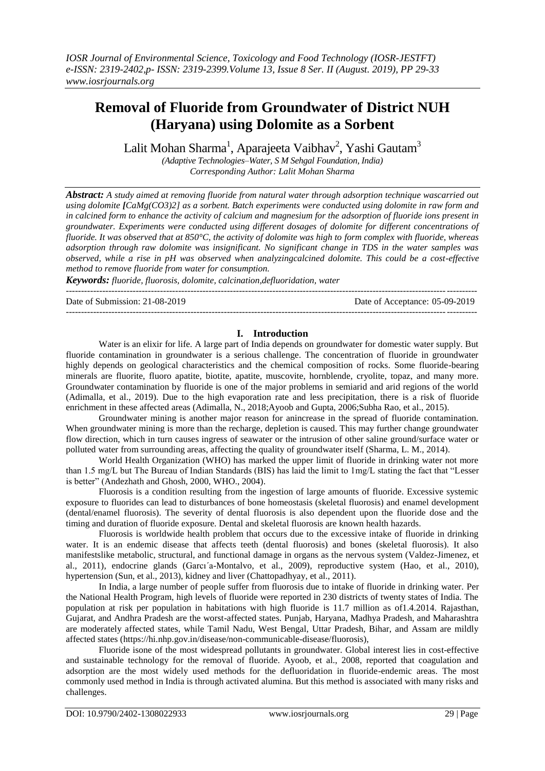# Removal of Fluoride from Groundwater of District NUH (Haryana) using Dolomite as a Sorbent

Lalit Mohan Sharma[1], Aparajeeta Vaibhav[2], Yashi Gautam[3]

*(Adaptive Technologies–Water, S M Sehgal Foundation, India)*
*Corresponding Author: Lalit Mohan Sharma*

***Abstract:*** *A study aimed at removing fluoride from natural water through adsorption technique wascarried out using dolomite* ***[****$CaMg(CO_3)_2$****]*** *as a sorbent. Batch experiments were conducted using dolomite in raw form and in calcined form to enhance the activity of calcium and magnesium for the adsorption of fluoride ions present in groundwater. Experiments were conducted using different dosages of dolomite for different concentrations of fluoride. It was observed that at 850°C, the activity of dolomite was high to form complex with fluoride, whereas adsorption through raw dolomite was insignificant. No significant change in TDS in the water samples was observed, while a rise in pH was observed when analyzingcalcined dolomite. This could be a cost-effective method to remove fluoride from water for consumption.*

***Keywords:*** *fluoride, fluorosis, dolomite, calcination,defluoridation, water*

---

Date of Submission: 21-08-2019 Date of Acceptance: 05-09-2019

---

## I. Introduction

Water is an elixir for life. A large part of India depends on groundwater for domestic water supply. But fluoride contamination in groundwater is a serious challenge. The concentration of fluoride in groundwater highly depends on geological characteristics and the chemical composition of rocks. Some fluoride-bearing minerals are fluorite, fluoro apatite, biotite, apatite, muscovite, hornblende, cryolite, topaz, and many more. Groundwater contamination by fluoride is one of the major problems in semiarid and arid regions of the world (Adimalla, et al., 2019). Due to the high evaporation rate and less precipitation, there is a risk of fluoride enrichment in these affected areas (Adimalla, N., 2018;Ayoob and Gupta, 2006;Subha Rao, et al., 2015).

Groundwater mining is another major reason for anincrease in the spread of fluoride contamination. When groundwater mining is more than the recharge, depletion is caused. This may further change groundwater flow direction, which in turn causes ingress of seawater or the intrusion of other saline ground/surface water or polluted water from surrounding areas, affecting the quality of groundwater itself (Sharma, L. M., 2014).

World Health Organization (WHO) has marked the upper limit of fluoride in drinking water not more than 1.5 mg/L but The Bureau of Indian Standards (BIS) has laid the limit to 1mg/L stating the fact that "Lesser is better" (Andezhath and Ghosh, 2000, WHO., 2004).

Fluorosis is a condition resulting from the ingestion of large amounts of fluoride. Excessive systemic exposure to fluorides can lead to disturbances of bone homeostasis (skeletal fluorosis) and enamel development (dental/enamel fluorosis). The severity of dental fluorosis is also dependent upon the fluoride dose and the timing and duration of fluoride exposure. Dental and skeletal fluorosis are known health hazards.

Fluorosis is worldwide health problem that occurs due to the excessive intake of fluoride in drinking water. It is an endemic disease that affects teeth (dental fluorosis) and bones (skeletal fluorosis). It also manifestslike metabolic, structural, and functional damage in organs as the nervous system (Valdez-Jimenez, et al., 2011), endocrine glands (Garcı´a-Montalvo, et al., 2009), reproductive system (Hao, et al., 2010), hypertension (Sun, et al., 2013), kidney and liver (Chattopadhyay, et al., 2011).

In India, a large number of people suffer from fluorosis due to intake of fluoride in drinking water. Per the National Health Program, high levels of fluoride were reported in 230 districts of twenty states of India. The population at risk per population in habitations with high fluoride is 11.7 million as of1.4.2014. Rajasthan, Gujarat, and Andhra Pradesh are the worst-affected states. Punjab, Haryana, Madhya Pradesh, and Maharashtra are moderately affected states, while Tamil Nadu, West Bengal, Uttar Pradesh, Bihar, and Assam are mildly affected states (https://hi.nhp.gov.in/disease/non-communicable-disease/fluorosis),

Fluoride isone of the most widespread pollutants in groundwater. Global interest lies in cost-effective and sustainable technology for the removal of fluoride. Ayoob, et al., 2008, reported that coagulation and adsorption are the most widely used methods for the defluoridation in fluoride-endemic areas. The most commonly used method in India is through activated alumina. But this method is associated with many risks and challenges.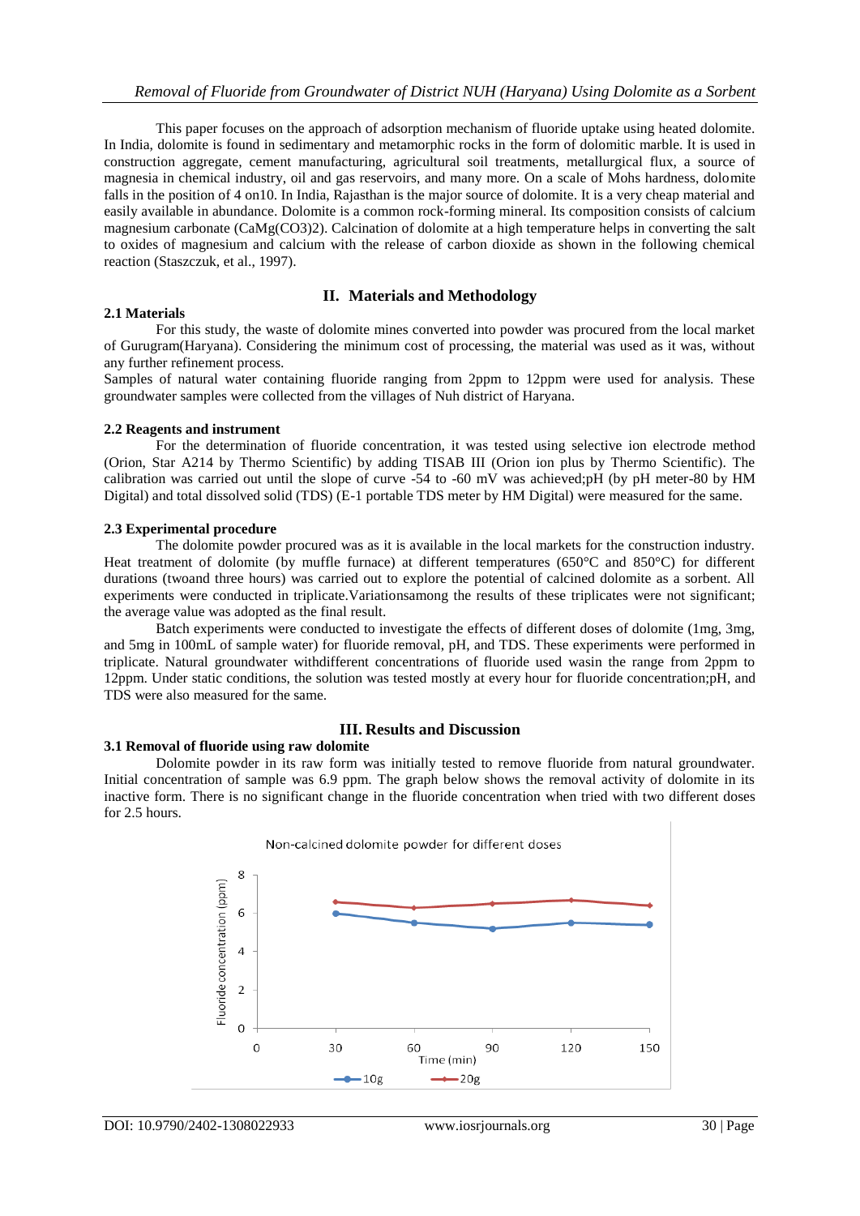This paper focuses on the approach of adsorption mechanism of fluoride uptake using heated dolomite. In India, dolomite is found in sedimentary and metamorphic rocks in the form of dolomitic marble. It is used in construction aggregate, cement manufacturing, agricultural soil treatments, metallurgical flux, a source of magnesia in chemical industry, oil and gas reservoirs, and many more. On a scale of Mohs hardness, dolomite falls in the position of 4 on10. In India, Rajasthan is the major source of dolomite. It is a very cheap material and easily available in abundance. Dolomite is a common rock-forming mineral. Its composition consists of calcium magnesium carbonate ($CaMg(CO_3)_2$). Calcination of dolomite at a high temperature helps in converting the salt to oxides of magnesium and calcium with the release of carbon dioxide as shown in the following chemical reaction (Staszczuk, et al., 1997).

## II. Materials and Methodology

### 2.1 Materials

For this study, the waste of dolomite mines converted into powder was procured from the local market of Gurugram(Haryana). Considering the minimum cost of processing, the material was used as it was, without any further refinement process.

Samples of natural water containing fluoride ranging from 2ppm to 12ppm were used for analysis. These groundwater samples were collected from the villages of Nuh district of Haryana.

### 2.2 Reagents and instrument

For the determination of fluoride concentration, it was tested using selective ion electrode method (Orion, Star A214 by Thermo Scientific) by adding TISAB III (Orion ion plus by Thermo Scientific). The calibration was carried out until the slope of curve -54 to -60 mV was achieved;pH (by pH meter-80 by HM Digital) and total dissolved solid (TDS) (E-1 portable TDS meter by HM Digital) were measured for the same.

### 2.3 Experimental procedure

The dolomite powder procured was as it is available in the local markets for the construction industry. Heat treatment of dolomite (by muffle furnace) at different temperatures (650°C and 850°C) for different durations (twoand three hours) was carried out to explore the potential of calcined dolomite as a sorbent. All experiments were conducted in triplicate.Variationsamong the results of these triplicates were not significant; the average value was adopted as the final result.

Batch experiments were conducted to investigate the effects of different doses of dolomite (1mg, 3mg, and 5mg in 100mL of sample water) for fluoride removal, pH, and TDS. These experiments were performed in triplicate. Natural groundwater withdifferent concentrations of fluoride used wasin the range from 2ppm to 12ppm. Under static conditions, the solution was tested mostly at every hour for fluoride concentration;pH, and TDS were also measured for the same.

## III. Results and Discussion

### 3.1 Removal of fluoride using raw dolomite

Dolomite powder in its raw form was initially tested to remove fluoride from natural groundwater. Initial concentration of sample was 6.9 ppm. The graph below shows the removal activity of dolomite in its inactive form. There is no significant change in the fluoride concentration when tried with two different doses for 2.5 hours.

Non-calcined dolomite powder for different doses

| Time (min) | 10g | 20g |
|---|---|---|
| 30 | 6.0 | 6.6 |
| 60 | 5.5 | 6.3 |
| 90 | 5.2 | 6.5 |
| 120 | 5.5 | 6.7 |
| 150 | 5.4 | 6.4 |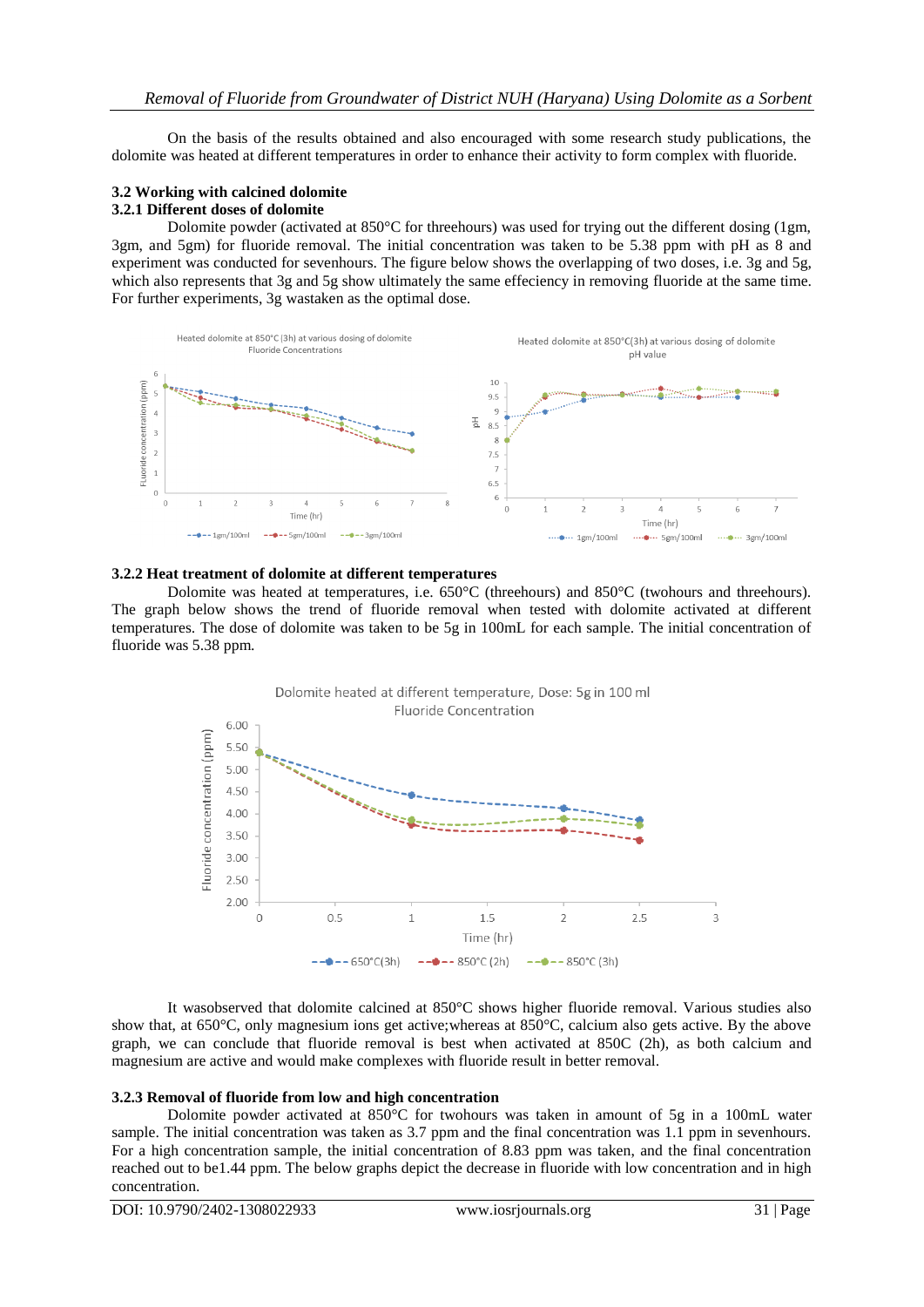On the basis of the results obtained and also encouraged with some research study publications, the dolomite was heated at different temperatures in order to enhance their activity to form complex with fluoride.

### 3.2 Working with calcined dolomite

#### 3.2.1 Different doses of dolomite

Dolomite powder (activated at 850°C for threehours) was used for trying out the different dosing (1gm, 3gm, and 5gm) for fluoride removal. The initial concentration was taken to be 5.38 ppm with pH as 8 and experiment was conducted for sevenhours. The figure below shows the overlapping of two doses, i.e. 3g and 5g, which also represents that 3g and 5g show ultimately the same effeciency in removing fluoride at the same time. For further experiments, 3g wastaken as the optimal dose.

#### 3.2.2 Heat treatment of dolomite at different temperatures

Dolomite was heated at temperatures, i.e. 650°C (threehours) and 850°C (twohours and threehours). The graph below shows the trend of fluoride removal when tested with dolomite activated at different temperatures. The dose of dolomite was taken to be 5g in 100mL for each sample. The initial concentration of fluoride was 5.38 ppm.

It wasobserved that dolomite calcined at 850°C shows higher fluoride removal. Various studies also show that, at 650°C, only magnesium ions get active;whereas at 850°C, calcium also gets active. By the above graph, we can conclude that fluoride removal is best when activated at 850C (2h), as both calcium and magnesium are active and would make complexes with fluoride result in better removal.

#### 3.2.3 Removal of fluoride from low and high concentration

Dolomite powder activated at 850°C for twohours was taken in amount of 5g in a 100mL water sample. The initial concentration was taken as 3.7 ppm and the final concentration was 1.1 ppm in sevenhours. For a high concentration sample, the initial concentration of 8.83 ppm was taken, and the final concentration reached out to be1.44 ppm. The below graphs depict the decrease in fluoride with low concentration and in high concentration.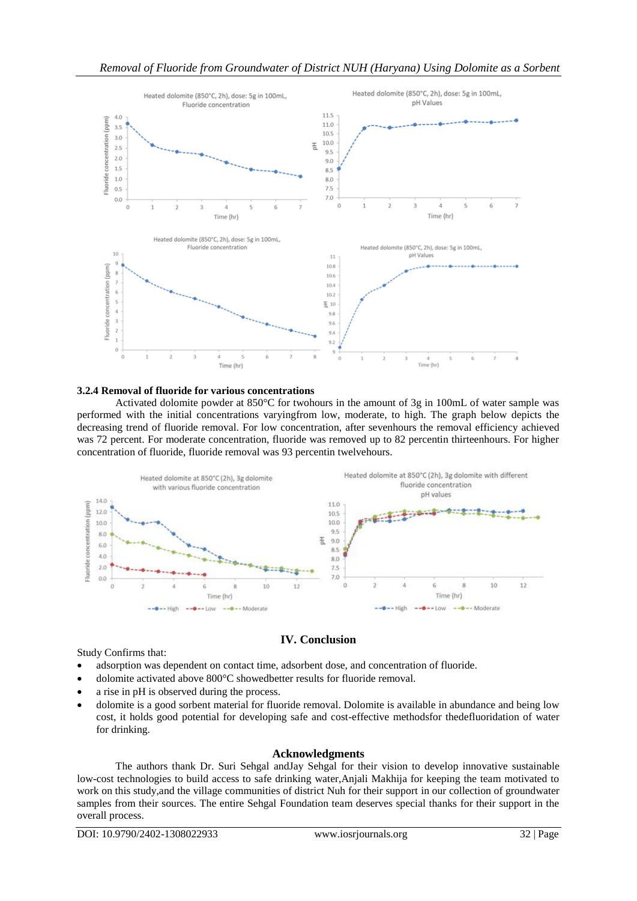### 3.2.4 Removal of fluoride for various concentrations

Activated dolomite powder at 850°C for twohours in the amount of 3g in 100mL of water sample was performed with the initial concentrations varyingfrom low, moderate, to high. The graph below depicts the decreasing trend of fluoride removal. For low concentration, after sevenhours the removal efficiency achieved was 72 percent. For moderate concentration, fluoride was removed up to 82 percentin thirteenhours. For higher concentration of fluoride, fluoride removal was 93 percentin twelvehours.

## IV. Conclusion

Study Confirms that:

- adsorption was dependent on contact time, adsorbent dose, and concentration of fluoride.
- dolomite activated above 800°C showedbetter results for fluoride removal.
- a rise in pH is observed during the process.
- dolomite is a good sorbent material for fluoride removal. Dolomite is available in abundance and being low cost, it holds good potential for developing safe and cost-effective methodsfor thedefluoridation of water for drinking.

## Acknowledgments

The authors thank Dr. Suri Sehgal andJay Sehgal for their vision to develop innovative sustainable low-cost technologies to build access to safe drinking water,Anjali Makhija for keeping the team motivated to work on this study,and the village communities of district Nuh for their support in our collection of groundwater samples from their sources. The entire Sehgal Foundation team deserves special thanks for their support in the overall process.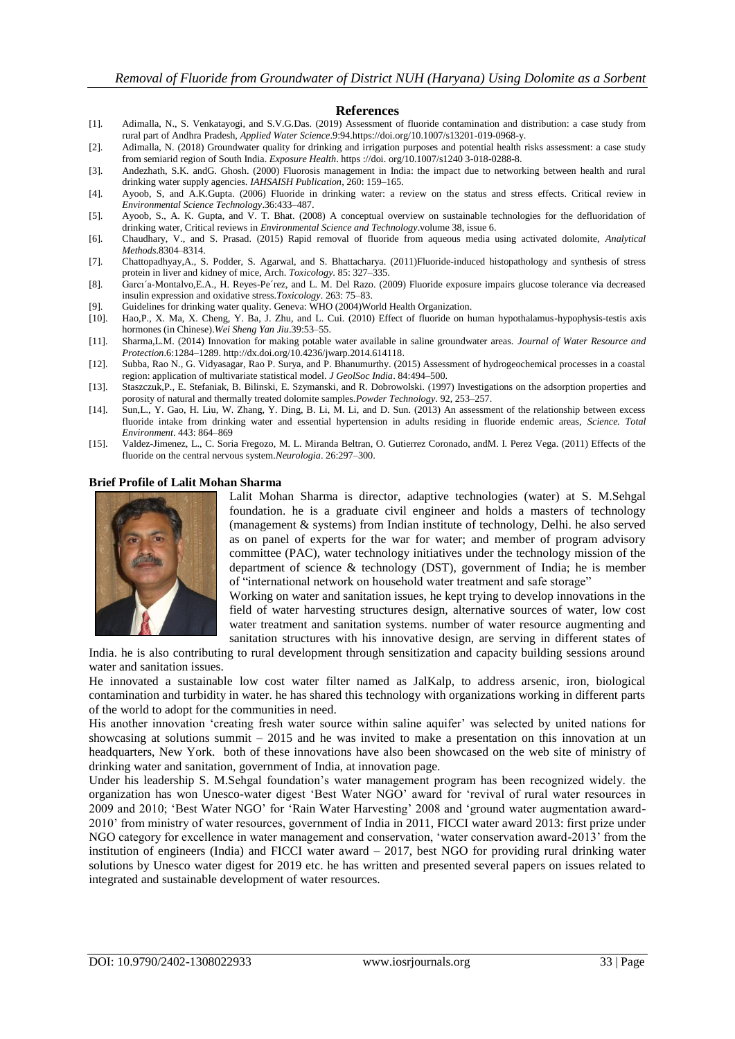## References

[1]. Adimalla, N., S. Venkatayogi, and S.V.G.Das. (2019) Assessment of fluoride contamination and distribution: a case study from rural part of Andhra Pradesh, *Applied Water Science*.9:94.https://doi.org/10.1007/s13201-019-0968-y.

[2]. Adimalla, N. (2018) Groundwater quality for drinking and irrigation purposes and potential health risks assessment: a case study from semiarid region of South India. *Exposure Health*. https ://doi. org/10.1007/s1240 3-018-0288-8.

[3]. Andezhath, S.K. andG. Ghosh. (2000) Fluorosis management in India: the impact due to networking between health and rural drinking water supply agencies. *IAHSAISH Publication*, 260: 159–165.

[4]. Ayoob, S, and A.K.Gupta. (2006) Fluoride in drinking water: a review on the status and stress effects. Critical review in *Environmental Science Technology*.36:433–487.

[5]. Ayoob, S., A. K. Gupta, and V. T. Bhat. (2008) A conceptual overview on sustainable technologies for the defluoridation of drinking water, Critical reviews in *Environmental Science and Technology*.volume 38, issue 6.

[6]. Chaudhary, V., and S. Prasad. (2015) Rapid removal of fluoride from aqueous media using activated dolomite, *Analytical Methods*.8304–8314.

[7]. Chattopadhyay,A., S. Podder, S. Agarwal, and S. Bhattacharya. (2011)Fluoride-induced histopathology and synthesis of stress protein in liver and kidney of mice, Arch. *Toxicology*. 85: 327–335.

[8]. Garcı´a-Montalvo,E.A., H. Reyes-Pe´rez, and L. M. Del Razo. (2009) Fluoride exposure impairs glucose tolerance via decreased insulin expression and oxidative stress.*Toxicology*. 263: 75–83.

[9]. Guidelines for drinking water quality. Geneva: WHO (2004)World Health Organization.

[10]. Hao,P., X. Ma, X. Cheng, Y. Ba, J. Zhu, and L. Cui. (2010) Effect of fluoride on human hypothalamus-hypophysis-testis axis hormones (in Chinese).*Wei Sheng Yan Jiu*.39:53–55.

[11]. Sharma,L.M. (2014) Innovation for making potable water available in saline groundwater areas. *Journal of Water Resource and Protection*.6:1284–1289. http://dx.doi.org/10.4236/jwarp.2014.614118.

[12]. Subba, Rao N., G. Vidyasagar, Rao P. Surya, and P. Bhanumurthy. (2015) Assessment of hydrogeochemical processes in a coastal region: application of multivariate statistical model. *J GeolSoc India*. 84:494–500.

[13]. Staszczuk,P., E. Stefaniak, B. Bilinski, E. Szymanski, and R. Dobrowolski. (1997) Investigations on the adsorption properties and porosity of natural and thermally treated dolomite samples.*Powder Technology*. 92, 253–257.

[14]. Sun,L., Y. Gao, H. Liu, W. Zhang, Y. Ding, B. Li, M. Li, and D. Sun. (2013) An assessment of the relationship between excess fluoride intake from drinking water and essential hypertension in adults residing in fluoride endemic areas, *Science. Total Environment*. 443: 864–869

[15]. Valdez-Jimenez, L., C. Soria Fregozo, M. L. Miranda Beltran, O. Gutierrez Coronado, andM. I. Perez Vega. (2011) Effects of the fluoride on the central nervous system.*Neurologia*. 26:297–300.

### Brief Profile of Lalit Mohan Sharma

Lalit Mohan Sharma is director, adaptive technologies (water) at S. M.Sehgal foundation. he is a graduate civil engineer and holds a masters of technology (management & systems) from Indian institute of technology, Delhi. he also served as on panel of experts for the war for water; and member of program advisory committee (PAC), water technology initiatives under the technology mission of the department of science & technology (DST), government of India; he is member of "international network on household water treatment and safe storage"

Working on water and sanitation issues, he kept trying to develop innovations in the field of water harvesting structures design, alternative sources of water, low cost water treatment and sanitation systems. number of water resource augmenting and sanitation structures with his innovative design, are serving in different states of India. he is also contributing to rural development through sensitization and capacity building sessions around water and sanitation issues.

He innovated a sustainable low cost water filter named as JalKalp, to address arsenic, iron, biological contamination and turbidity in water. he has shared this technology with organizations working in different parts of the world to adopt for the communities in need.

His another innovation 'creating fresh water source within saline aquifer' was selected by united nations for showcasing at solutions summit – 2015 and he was invited to make a presentation on this innovation at un headquarters, New York. both of these innovations have also been showcased on the web site of ministry of drinking water and sanitation, government of India, at innovation page.

Under his leadership S. M.Sehgal foundation's water management program has been recognized widely. the organization has won Unesco-water digest 'Best Water NGO' award for 'revival of rural water resources in 2009 and 2010; 'Best Water NGO' for 'Rain Water Harvesting' 2008 and 'ground water augmentation award-2010' from ministry of water resources, government of India in 2011, FICCI water award 2013: first prize under NGO category for excellence in water management and conservation, 'water conservation award-2013' from the institution of engineers (India) and FICCI water award – 2017, best NGO for providing rural drinking water solutions by Unesco water digest for 2019 etc. he has written and presented several papers on issues related to integrated and sustainable development of water resources.